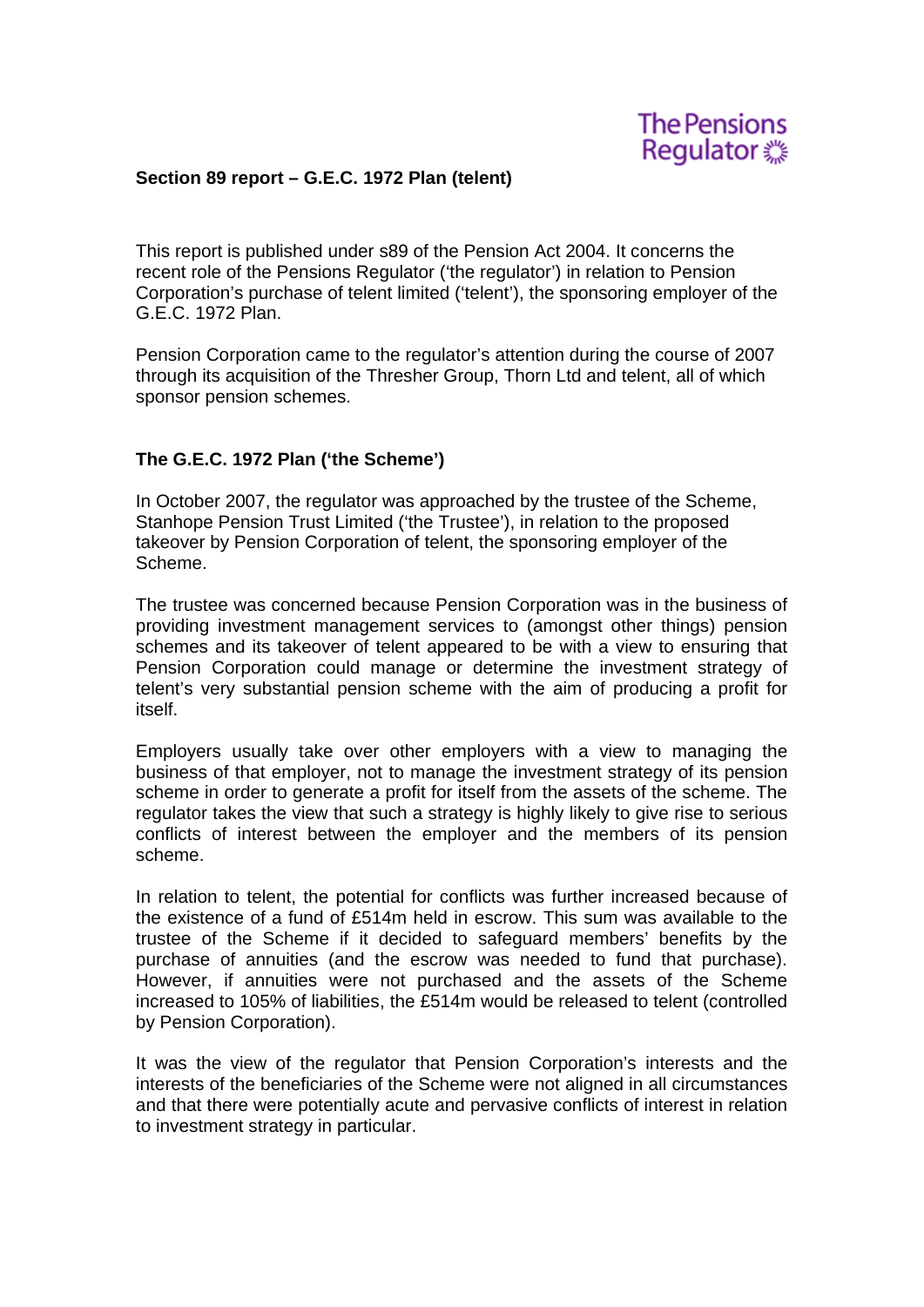The Pensions Regulator

## Section 89 report – G.E.C. 1972 Plan (telent)

This report is published under s89 of the Pension Act 2004. It concerns the recent role of the Pensions Regulator ('the regulator') in relation to Pension Corporation's purchase of telent limited ('telent'), the sponsoring employer of the G.E.C. 1972 Plan.

Pension Corporation came to the regulator's attention during the course of 2007 through its acquisition of the Thresher Group, Thorn Ltd and telent, all of which sponsor pension schemes.

### The G.E.C. 1972 Plan ('the Scheme')

In October 2007, the regulator was approached by the trustee of the Scheme, Stanhope Pension Trust Limited ('the Trustee'), in relation to the proposed takeover by Pension Corporation of telent, the sponsoring employer of the Scheme.

The trustee was concerned because Pension Corporation was in the business of providing investment management services to (amongst other things) pension schemes and its takeover of telent appeared to be with a view to ensuring that Pension Corporation could manage or determine the investment strategy of telent's very substantial pension scheme with the aim of producing a profit for itself.

Employers usually take over other employers with a view to managing the business of that employer, not to manage the investment strategy of its pension scheme in order to generate a profit for itself from the assets of the scheme. The regulator takes the view that such a strategy is highly likely to give rise to serious conflicts of interest between the employer and the members of its pension scheme.

In relation to telent, the potential for conflicts was further increased because of the existence of a fund of £514m held in escrow. This sum was available to the trustee of the Scheme if it decided to safeguard members' benefits by the purchase of annuities (and the escrow was needed to fund that purchase). However, if annuities were not purchased and the assets of the Scheme increased to 105% of liabilities, the £514m would be released to telent (controlled by Pension Corporation).

It was the view of the regulator that Pension Corporation's interests and the interests of the beneficiaries of the Scheme were not aligned in all circumstances and that there were potentially acute and pervasive conflicts of interest in relation to investment strategy in particular.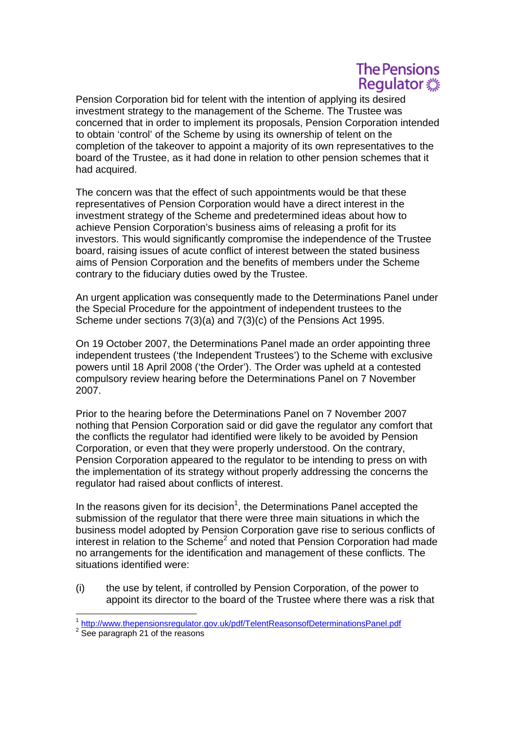Pension Corporation bid for telent with the intention of applying its desired investment strategy to the management of the Scheme. The Trustee was concerned that in order to implement its proposals, Pension Corporation intended to obtain 'control' of the Scheme by using its ownership of telent on the completion of the takeover to appoint a majority of its own representatives to the board of the Trustee, as it had done in relation to other pension schemes that it had acquired.

The concern was that the effect of such appointments would be that these representatives of Pension Corporation would have a direct interest in the investment strategy of the Scheme and predetermined ideas about how to achieve Pension Corporation's business aims of releasing a profit for its investors. This would significantly compromise the independence of the Trustee board, raising issues of acute conflict of interest between the stated business aims of Pension Corporation and the benefits of members under the Scheme contrary to the fiduciary duties owed by the Trustee.

An urgent application was consequently made to the Determinations Panel under the Special Procedure for the appointment of independent trustees to the Scheme under sections 7(3)(a) and 7(3)(c) of the Pensions Act 1995.

On 19 October 2007, the Determinations Panel made an order appointing three independent trustees ('the Independent Trustees') to the Scheme with exclusive powers until 18 April 2008 ('the Order'). The Order was upheld at a contested compulsory review hearing before the Determinations Panel on 7 November 2007.

Prior to the hearing before the Determinations Panel on 7 November 2007 nothing that Pension Corporation said or did gave the regulator any comfort that the conflicts the regulator had identified were likely to be avoided by Pension Corporation, or even that they were properly understood. On the contrary, Pension Corporation appeared to the regulator to be intending to press on with the implementation of its strategy without properly addressing the concerns the regulator had raised about conflicts of interest.

In the reasons given for its decision[1], the Determinations Panel accepted the submission of the regulator that there were three main situations in which the business model adopted by Pension Corporation gave rise to serious conflicts of interest in relation to the Scheme[2] and noted that Pension Corporation had made no arrangements for the identification and management of these conflicts. The situations identified were:

(i) the use by telent, if controlled by Pension Corporation, of the power to appoint its director to the board of the Trustee where there was a risk that

---

[1] http://www.thepensionsregulator.gov.uk/pdf/TelentReasonsofDeterminationsPanel.pdf

[2] See paragraph 21 of the reasons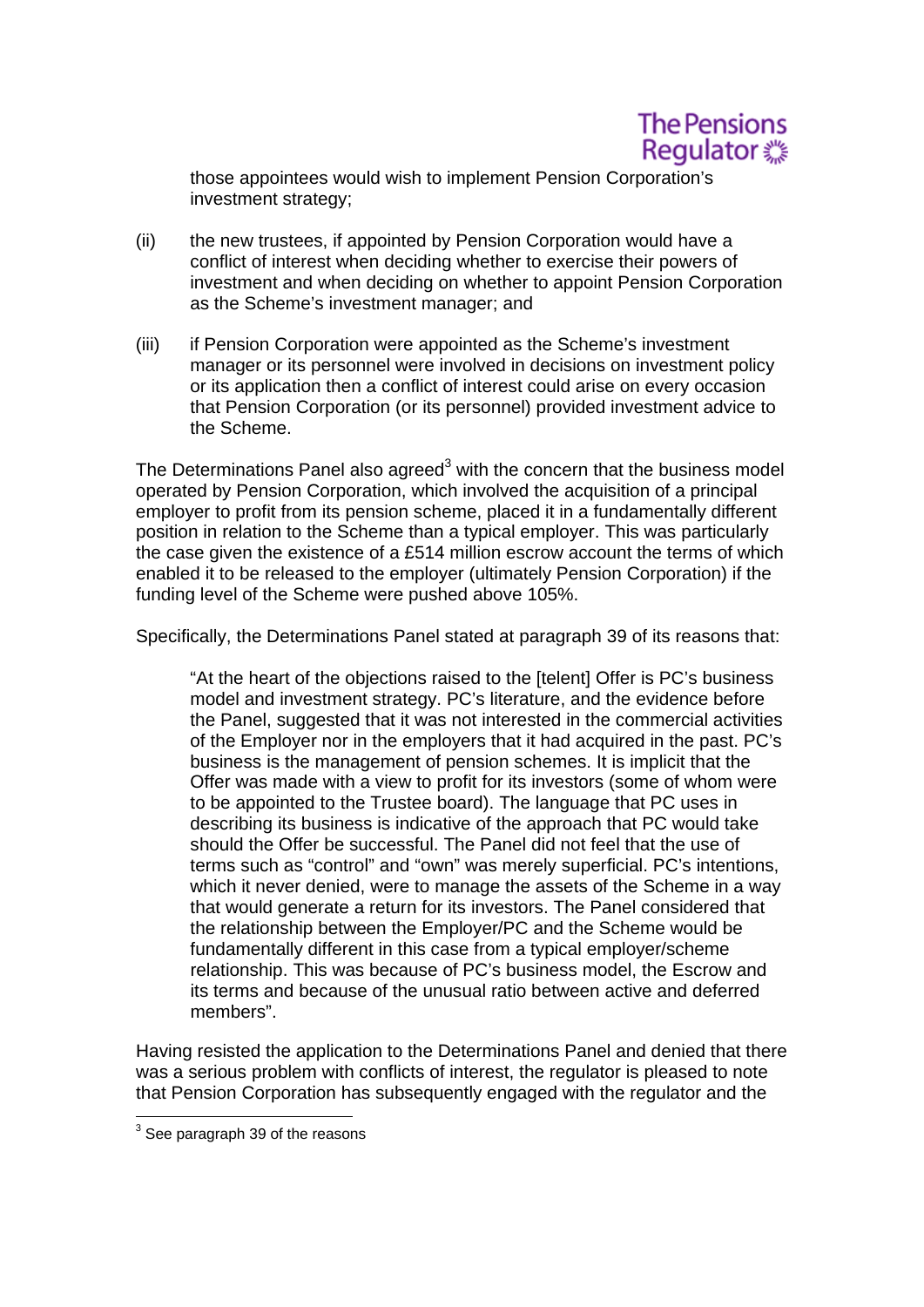those appointees would wish to implement Pension Corporation's investment strategy;

(ii) the new trustees, if appointed by Pension Corporation would have a conflict of interest when deciding whether to exercise their powers of investment and when deciding on whether to appoint Pension Corporation as the Scheme's investment manager; and

(iii) if Pension Corporation were appointed as the Scheme's investment manager or its personnel were involved in decisions on investment policy or its application then a conflict of interest could arise on every occasion that Pension Corporation (or its personnel) provided investment advice to the Scheme.

The Determinations Panel also agreed[3] with the concern that the business model operated by Pension Corporation, which involved the acquisition of a principal employer to profit from its pension scheme, placed it in a fundamentally different position in relation to the Scheme than a typical employer. This was particularly the case given the existence of a £514 million escrow account the terms of which enabled it to be released to the employer (ultimately Pension Corporation) if the funding level of the Scheme were pushed above 105%.

Specifically, the Determinations Panel stated at paragraph 39 of its reasons that:

> "At the heart of the objections raised to the [telent] Offer is PC's business model and investment strategy. PC's literature, and the evidence before the Panel, suggested that it was not interested in the commercial activities of the Employer nor in the employers that it had acquired in the past. PC's business is the management of pension schemes. It is implicit that the Offer was made with a view to profit for its investors (some of whom were to be appointed to the Trustee board). The language that PC uses in describing its business is indicative of the approach that PC would take should the Offer be successful. The Panel did not feel that the use of terms such as "control" and "own" was merely superficial. PC's intentions, which it never denied, were to manage the assets of the Scheme in a way that would generate a return for its investors. The Panel considered that the relationship between the Employer/PC and the Scheme would be fundamentally different in this case from a typical employer/scheme relationship. This was because of PC's business model, the Escrow and its terms and because of the unusual ratio between active and deferred members".

Having resisted the application to the Determinations Panel and denied that there was a serious problem with conflicts of interest, the regulator is pleased to note that Pension Corporation has subsequently engaged with the regulator and the

---

[3] See paragraph 39 of the reasons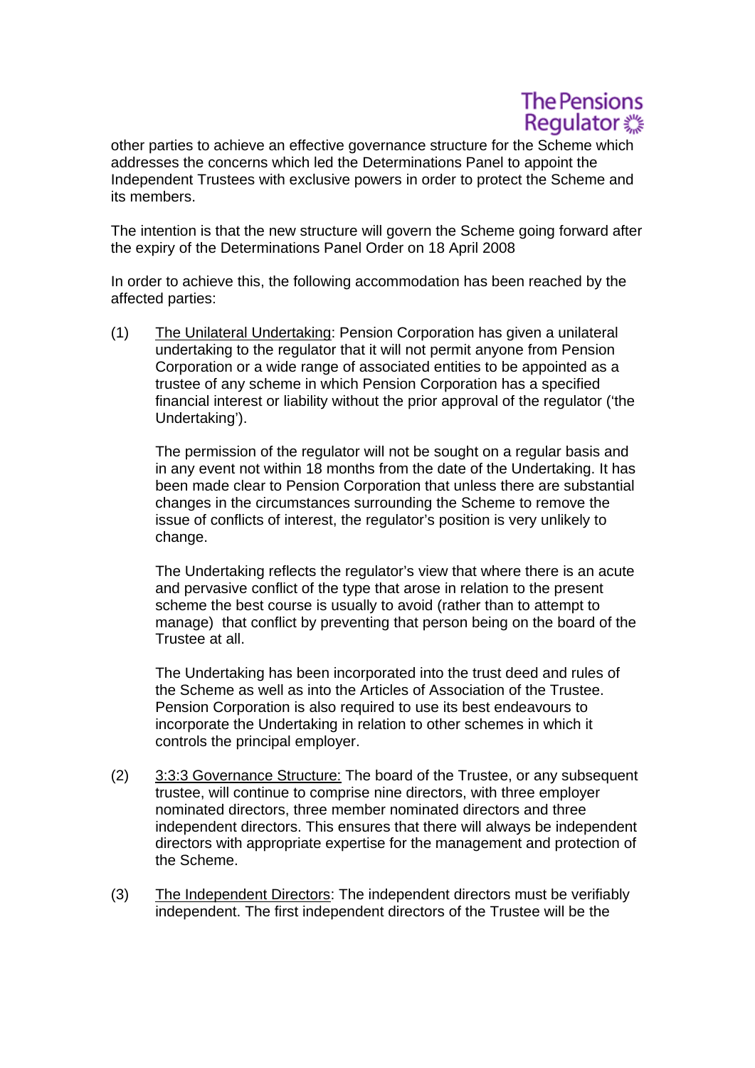other parties to achieve an effective governance structure for the Scheme which addresses the concerns which led the Determinations Panel to appoint the Independent Trustees with exclusive powers in order to protect the Scheme and its members.

The intention is that the new structure will govern the Scheme going forward after the expiry of the Determinations Panel Order on 18 April 2008

In order to achieve this, the following accommodation has been reached by the affected parties:

(1) The Unilateral Undertaking: Pension Corporation has given a unilateral undertaking to the regulator that it will not permit anyone from Pension Corporation or a wide range of associated entities to be appointed as a trustee of any scheme in which Pension Corporation has a specified financial interest or liability without the prior approval of the regulator ('the Undertaking').

   The permission of the regulator will not be sought on a regular basis and in any event not within 18 months from the date of the Undertaking. It has been made clear to Pension Corporation that unless there are substantial changes in the circumstances surrounding the Scheme to remove the issue of conflicts of interest, the regulator's position is very unlikely to change.

   The Undertaking reflects the regulator's view that where there is an acute and pervasive conflict of the type that arose in relation to the present scheme the best course is usually to avoid (rather than to attempt to manage) that conflict by preventing that person being on the board of the Trustee at all.

   The Undertaking has been incorporated into the trust deed and rules of the Scheme as well as into the Articles of Association of the Trustee. Pension Corporation is also required to use its best endeavours to incorporate the Undertaking in relation to other schemes in which it controls the principal employer.

(2) 3:3:3 Governance Structure: The board of the Trustee, or any subsequent trustee, will continue to comprise nine directors, with three employer nominated directors, three member nominated directors and three independent directors. This ensures that there will always be independent directors with appropriate expertise for the management and protection of the Scheme.

(3) The Independent Directors: The independent directors must be verifiably independent. The first independent directors of the Trustee will be the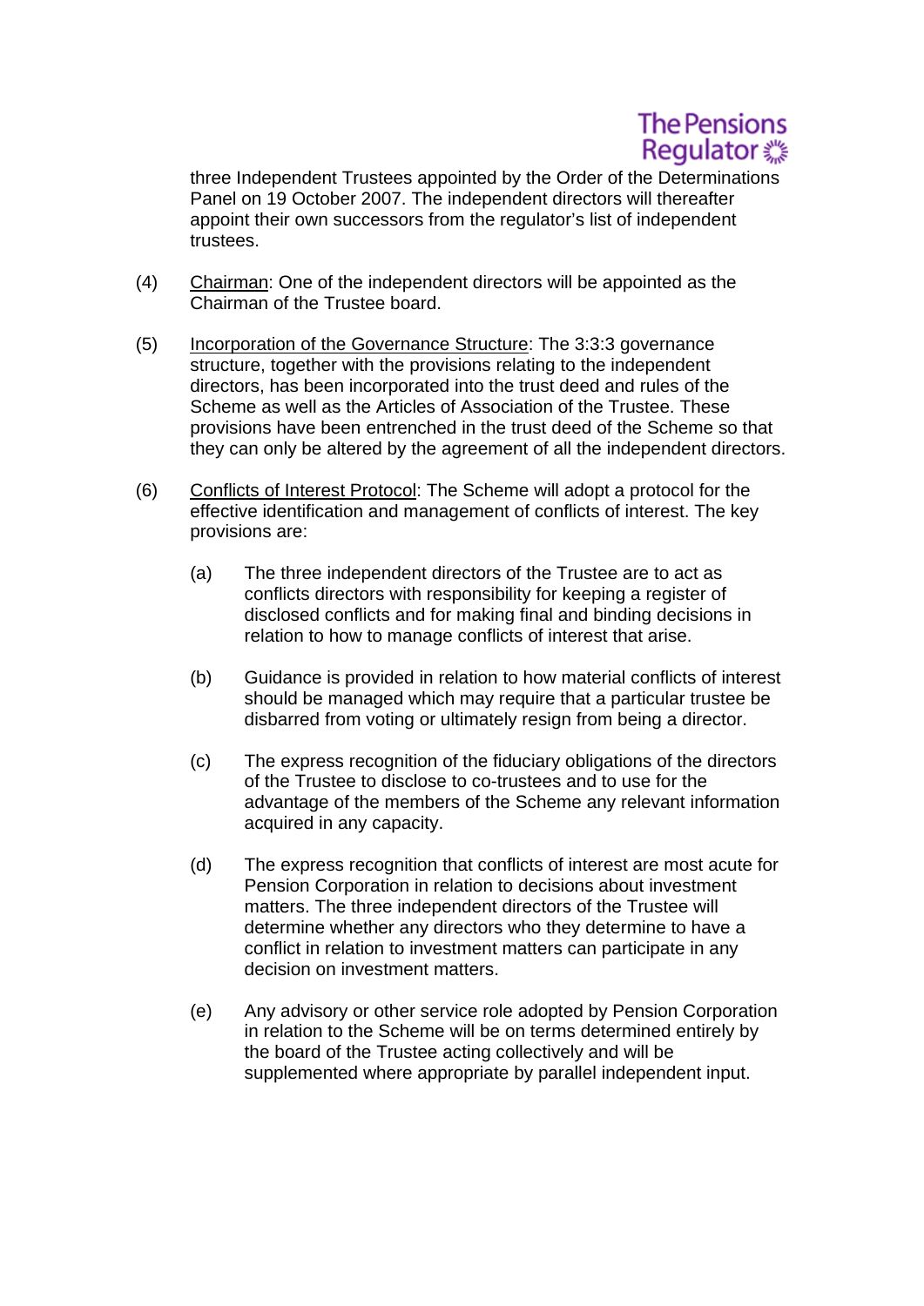three Independent Trustees appointed by the Order of the Determinations Panel on 19 October 2007. The independent directors will thereafter appoint their own successors from the regulator's list of independent trustees.

(4) Chairman: One of the independent directors will be appointed as the Chairman of the Trustee board.

(5) Incorporation of the Governance Structure: The 3:3:3 governance structure, together with the provisions relating to the independent directors, has been incorporated into the trust deed and rules of the Scheme as well as the Articles of Association of the Trustee. These provisions have been entrenched in the trust deed of the Scheme so that they can only be altered by the agreement of all the independent directors.

(6) Conflicts of Interest Protocol: The Scheme will adopt a protocol for the effective identification and management of conflicts of interest. The key provisions are:

   (a) The three independent directors of the Trustee are to act as conflicts directors with responsibility for keeping a register of disclosed conflicts and for making final and binding decisions in relation to how to manage conflicts of interest that arise.

   (b) Guidance is provided in relation to how material conflicts of interest should be managed which may require that a particular trustee be disbarred from voting or ultimately resign from being a director.

   (c) The express recognition of the fiduciary obligations of the directors of the Trustee to disclose to co-trustees and to use for the advantage of the members of the Scheme any relevant information acquired in any capacity.

   (d) The express recognition that conflicts of interest are most acute for Pension Corporation in relation to decisions about investment matters. The three independent directors of the Trustee will determine whether any directors who they determine to have a conflict in relation to investment matters can participate in any decision on investment matters.

   (e) Any advisory or other service role adopted by Pension Corporation in relation to the Scheme will be on terms determined entirely by the board of the Trustee acting collectively and will be supplemented where appropriate by parallel independent input.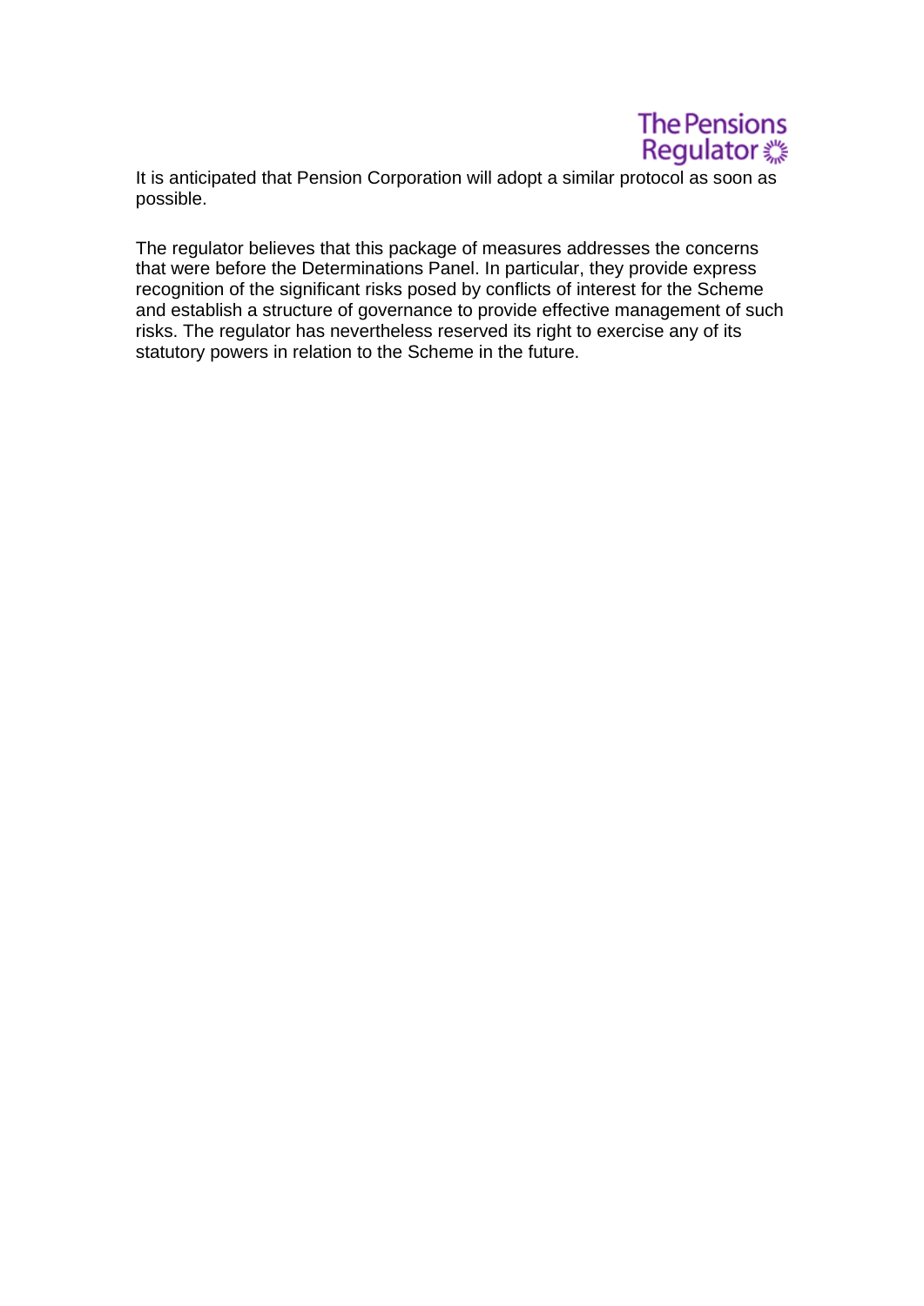It is anticipated that Pension Corporation will adopt a similar protocol as soon as possible.

The regulator believes that this package of measures addresses the concerns that were before the Determinations Panel. In particular, they provide express recognition of the significant risks posed by conflicts of interest for the Scheme and establish a structure of governance to provide effective management of such risks. The regulator has nevertheless reserved its right to exercise any of its statutory powers in relation to the Scheme in the future.